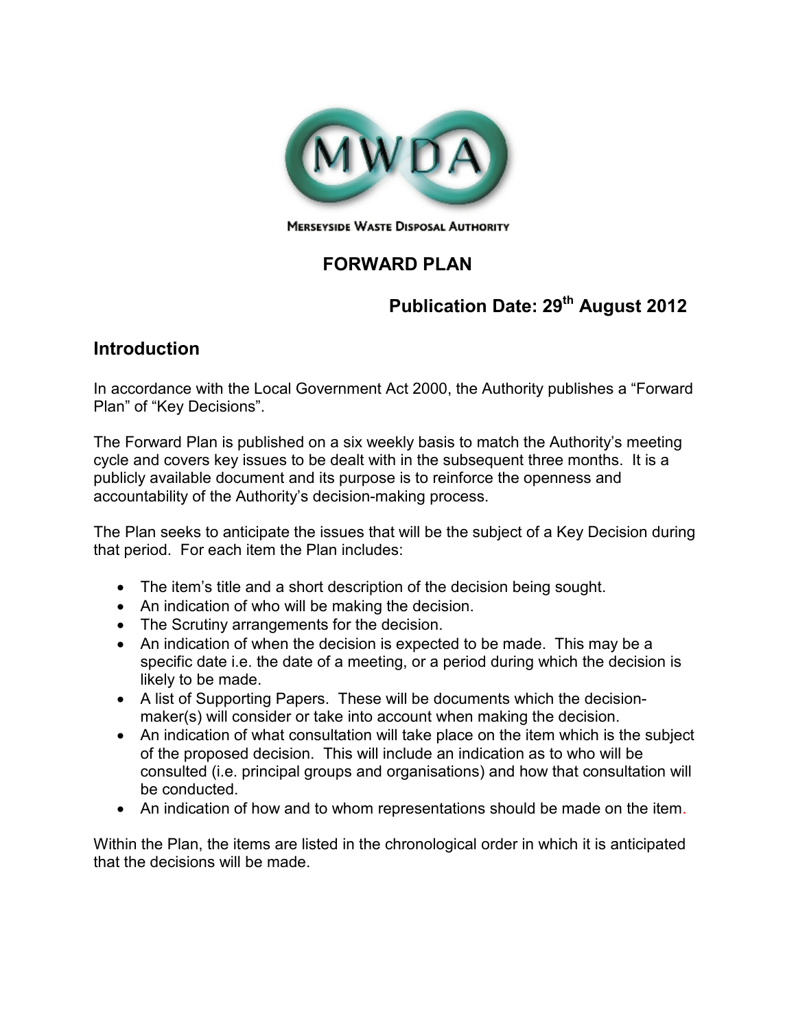MWDA

MERSEYSIDE WASTE DISPOSAL AUTHORITY

# FORWARD PLAN

## Publication Date: 29th August 2012

## Introduction

In accordance with the Local Government Act 2000, the Authority publishes a "Forward Plan" of "Key Decisions".

The Forward Plan is published on a six weekly basis to match the Authority's meeting cycle and covers key issues to be dealt with in the subsequent three months. It is a publicly available document and its purpose is to reinforce the openness and accountability of the Authority's decision-making process.

The Plan seeks to anticipate the issues that will be the subject of a Key Decision during that period. For each item the Plan includes:

- The item's title and a short description of the decision being sought.
- An indication of who will be making the decision.
- The Scrutiny arrangements for the decision.
- An indication of when the decision is expected to be made. This may be a specific date i.e. the date of a meeting, or a period during which the decision is likely to be made.
- A list of Supporting Papers. These will be documents which the decision-maker(s) will consider or take into account when making the decision.
- An indication of what consultation will take place on the item which is the subject of the proposed decision. This will include an indication as to who will be consulted (i.e. principal groups and organisations) and how that consultation will be conducted.
- An indication of how and to whom representations should be made on the item.

Within the Plan, the items are listed in the chronological order in which it is anticipated that the decisions will be made.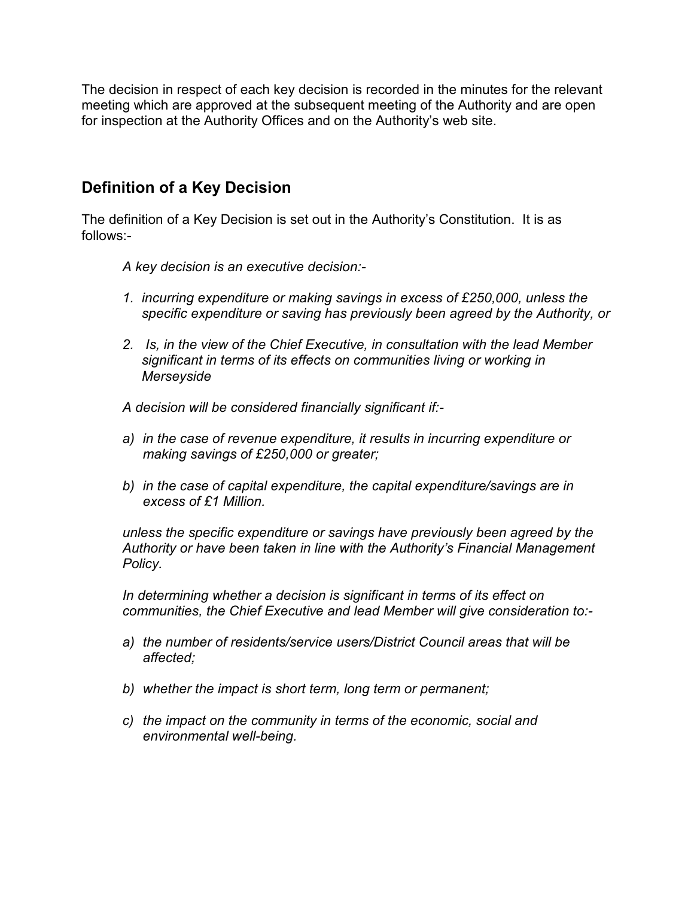The decision in respect of each key decision is recorded in the minutes for the relevant meeting which are approved at the subsequent meeting of the Authority and are open for inspection at the Authority Offices and on the Authority's web site.

## Definition of a Key Decision

The definition of a Key Decision is set out in the Authority's Constitution. It is as follows:-

*A key decision is an executive decision:-*

1. *incurring expenditure or making savings in excess of £250,000, unless the specific expenditure or saving has previously been agreed by the Authority, or*
2. *Is, in the view of the Chief Executive, in consultation with the lead Member significant in terms of its effects on communities living or working in Merseyside*

*A decision will be considered financially significant if:-*

a) *in the case of revenue expenditure, it results in incurring expenditure or making savings of £250,000 or greater;*
b) *in the case of capital expenditure, the capital expenditure/savings are in excess of £1 Million.*

*unless the specific expenditure or savings have previously been agreed by the Authority or have been taken in line with the Authority's Financial Management Policy.*

*In determining whether a decision is significant in terms of its effect on communities, the Chief Executive and lead Member will give consideration to:-*

a) *the number of residents/service users/District Council areas that will be affected;*
b) *whether the impact is short term, long term or permanent;*
c) *the impact on the community in terms of the economic, social and environmental well-being.*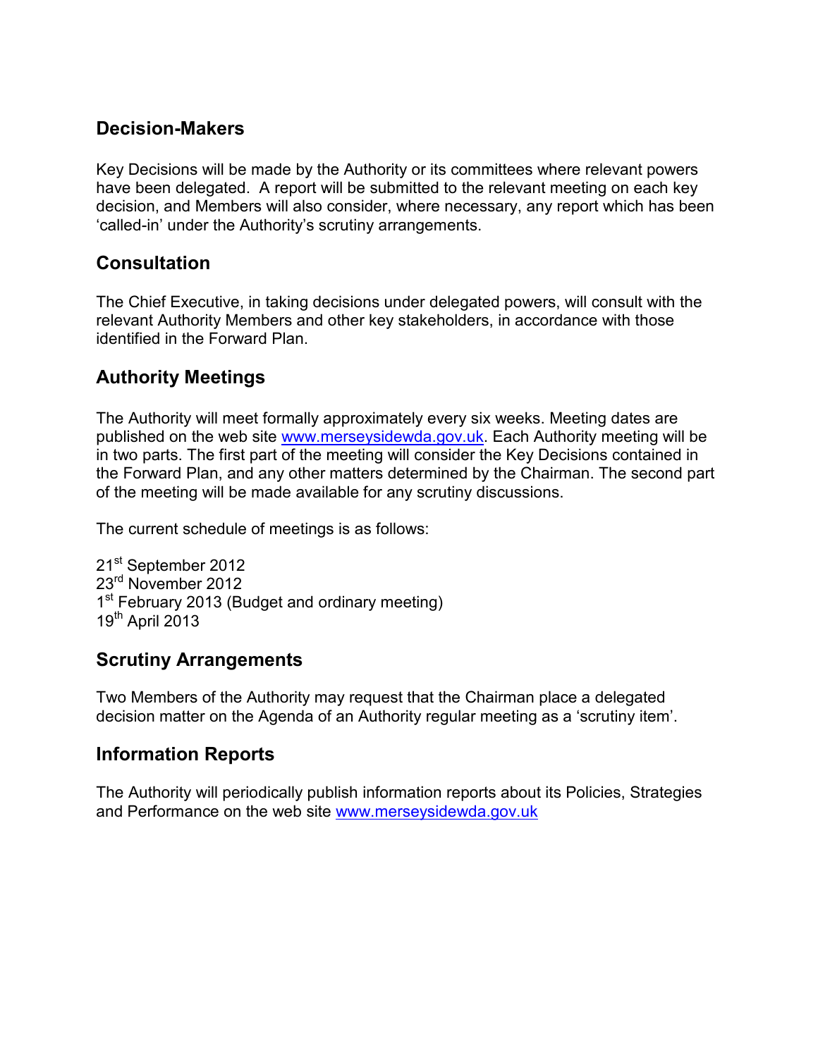## Decision-Makers

Key Decisions will be made by the Authority or its committees where relevant powers have been delegated. A report will be submitted to the relevant meeting on each key decision, and Members will also consider, where necessary, any report which has been 'called-in' under the Authority's scrutiny arrangements.

## Consultation

The Chief Executive, in taking decisions under delegated powers, will consult with the relevant Authority Members and other key stakeholders, in accordance with those identified in the Forward Plan.

## Authority Meetings

The Authority will meet formally approximately every six weeks. Meeting dates are published on the web site www.merseysidewda.gov.uk. Each Authority meeting will be in two parts. The first part of the meeting will consider the Key Decisions contained in the Forward Plan, and any other matters determined by the Chairman. The second part of the meeting will be made available for any scrutiny discussions.

The current schedule of meetings is as follows:

21st September 2012
23rd November 2012
1st February 2013 (Budget and ordinary meeting)
19th April 2013

## Scrutiny Arrangements

Two Members of the Authority may request that the Chairman place a delegated decision matter on the Agenda of an Authority regular meeting as a 'scrutiny item'.

## Information Reports

The Authority will periodically publish information reports about its Policies, Strategies and Performance on the web site www.merseysidewda.gov.uk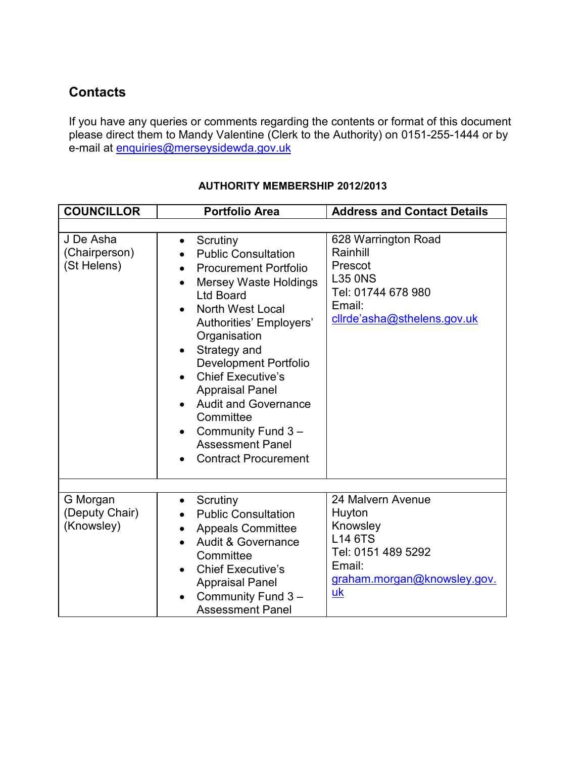## Contacts

If you have any queries or comments regarding the contents or format of this document please direct them to Mandy Valentine (Clerk to the Authority) on 0151-255-1444 or by e-mail at enquiries@merseysidewda.gov.uk

**AUTHORITY MEMBERSHIP 2012/2013**

| COUNCILLOR | Portfolio Area | Address and Contact Details |
|---|---|---|
| J De Asha (Chairperson) (St Helens) | • Scrutiny<br>• Public Consultation<br>• Procurement Portfolio<br>• Mersey Waste Holdings Ltd Board<br>• North West Local Authorities' Employers' Organisation<br>• Strategy and Development Portfolio<br>• Chief Executive's Appraisal Panel<br>• Audit and Governance Committee<br>• Community Fund 3 – Assessment Panel<br>• Contract Procurement | 628 Warrington Road<br>Rainhill<br>Prescot<br>L35 0NS<br>Tel: 01744 678 980<br>Email:<br>cllrde'asha@sthelens.gov.uk |
| G Morgan (Deputy Chair) (Knowsley) | • Scrutiny<br>• Public Consultation<br>• Appeals Committee<br>• Audit & Governance Committee<br>• Chief Executive's Appraisal Panel<br>• Community Fund 3 – Assessment Panel | 24 Malvern Avenue<br>Huyton<br>Knowsley<br>L14 6TS<br>Tel: 0151 489 5292<br>Email:<br>graham.morgan@knowsley.gov.uk |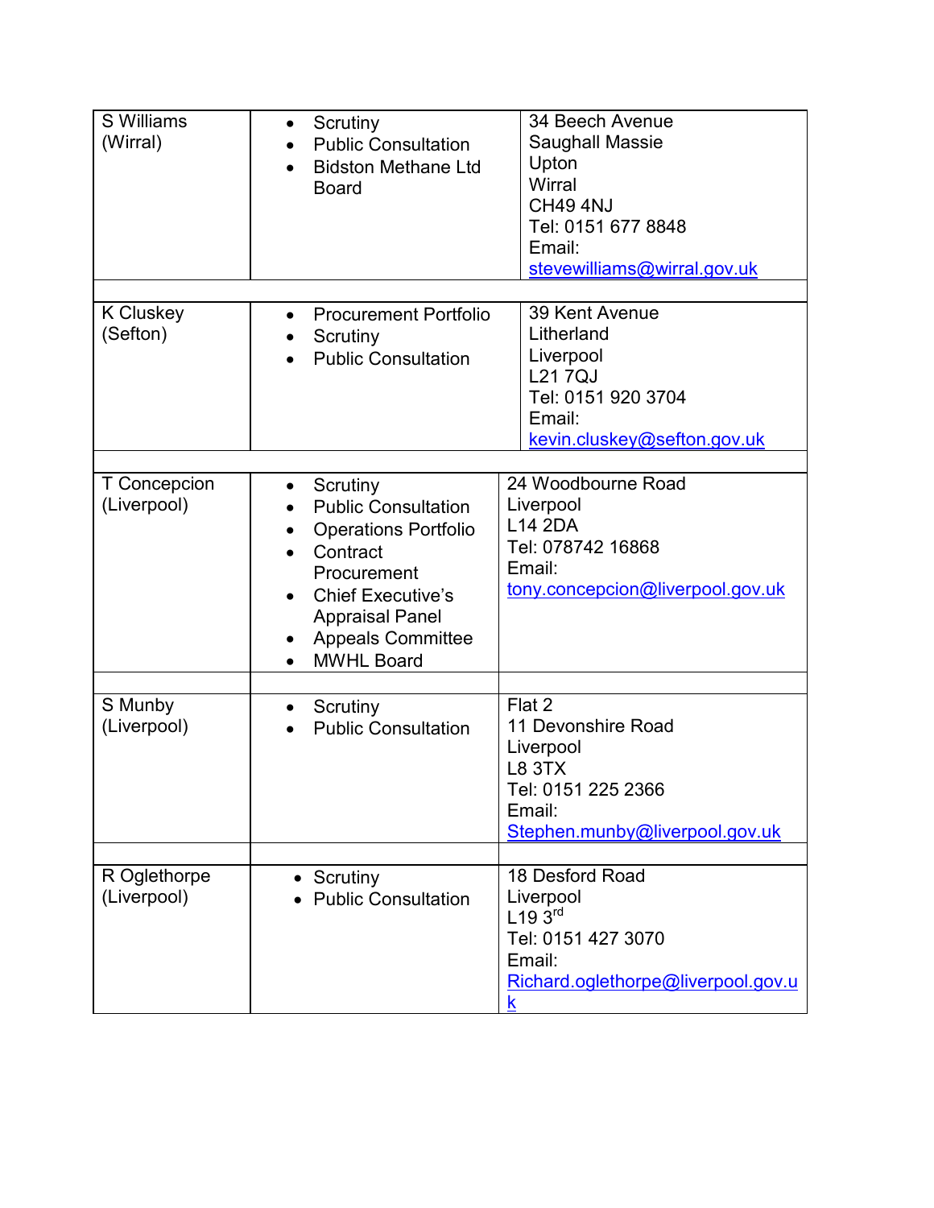| | | |
|---|---|---|
| S Williams (Wirral) | • Scrutiny<br>• Public Consultation<br>• Bidston Methane Ltd Board | 34 Beech Avenue<br>Saughall Massie<br>Upton<br>Wirral<br>CH49 4NJ<br>Tel: 0151 677 8848<br>Email:<br>stevewilliams@wirral.gov.uk |
| | | |
| K Cluskey (Sefton) | • Procurement Portfolio<br>• Scrutiny<br>• Public Consultation | 39 Kent Avenue<br>Litherland<br>Liverpool<br>L21 7QJ<br>Tel: 0151 920 3704<br>Email:<br>kevin.cluskey@sefton.gov.uk |
| | | |
| T Concepcion (Liverpool) | • Scrutiny<br>• Public Consultation<br>• Operations Portfolio<br>• Contract Procurement<br>• Chief Executive's Appraisal Panel<br>• Appeals Committee<br>• MWHL Board | 24 Woodbourne Road<br>Liverpool<br>L14 2DA<br>Tel: 078742 16868<br>Email:<br>tony.concepcion@liverpool.gov.uk |
| | | |
| S Munby (Liverpool) | • Scrutiny<br>• Public Consultation | Flat 2<br>11 Devonshire Road<br>Liverpool<br>L8 3TX<br>Tel: 0151 225 2366<br>Email:<br>Stephen.munby@liverpool.gov.uk |
| | | |
| R Oglethorpe (Liverpool) | • Scrutiny<br>• Public Consultation | 18 Desford Road<br>Liverpool<br>L19 3rd<br>Tel: 0151 427 3070<br>Email:<br>Richard.oglethorpe@liverpool.gov.uk |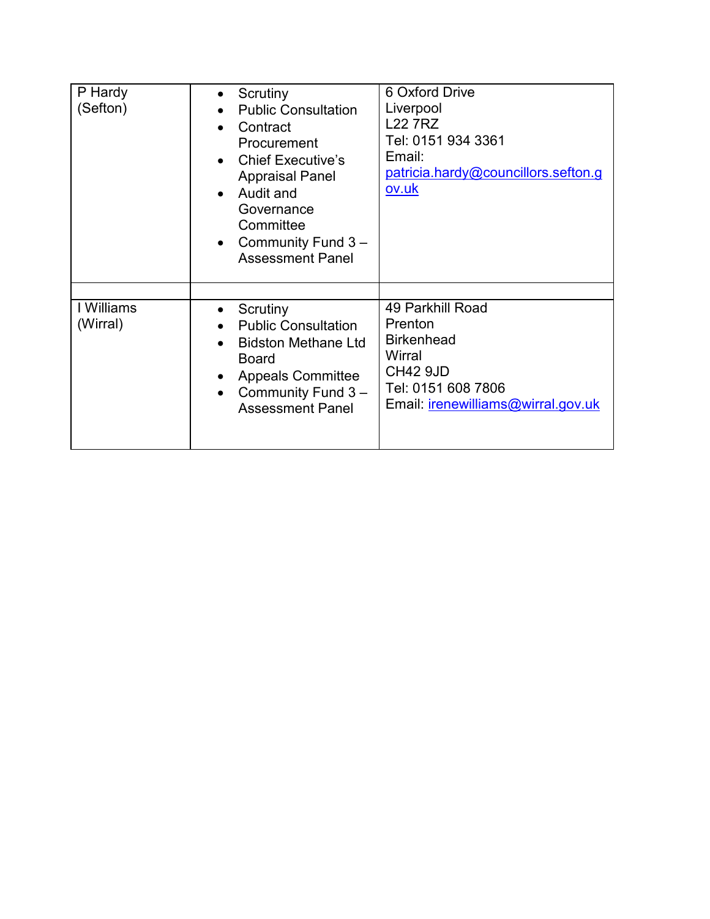| | | |
|---|---|---|
| P Hardy (Sefton) | • Scrutiny<br>• Public Consultation<br>• Contract Procurement<br>• Chief Executive's Appraisal Panel<br>• Audit and Governance Committee<br>• Community Fund 3 – Assessment Panel | 6 Oxford Drive<br>Liverpool<br>L22 7RZ<br>Tel: 0151 934 3361<br>Email: patricia.hardy@councillors.sefton.gov.uk |
| | | |
| I Williams (Wirral) | • Scrutiny<br>• Public Consultation<br>• Bidston Methane Ltd Board<br>• Appeals Committee<br>• Community Fund 3 – Assessment Panel | 49 Parkhill Road<br>Prenton<br>Birkenhead<br>Wirral<br>CH42 9JD<br>Tel: 0151 608 7806<br>Email: irenewilliams@wirral.gov.uk |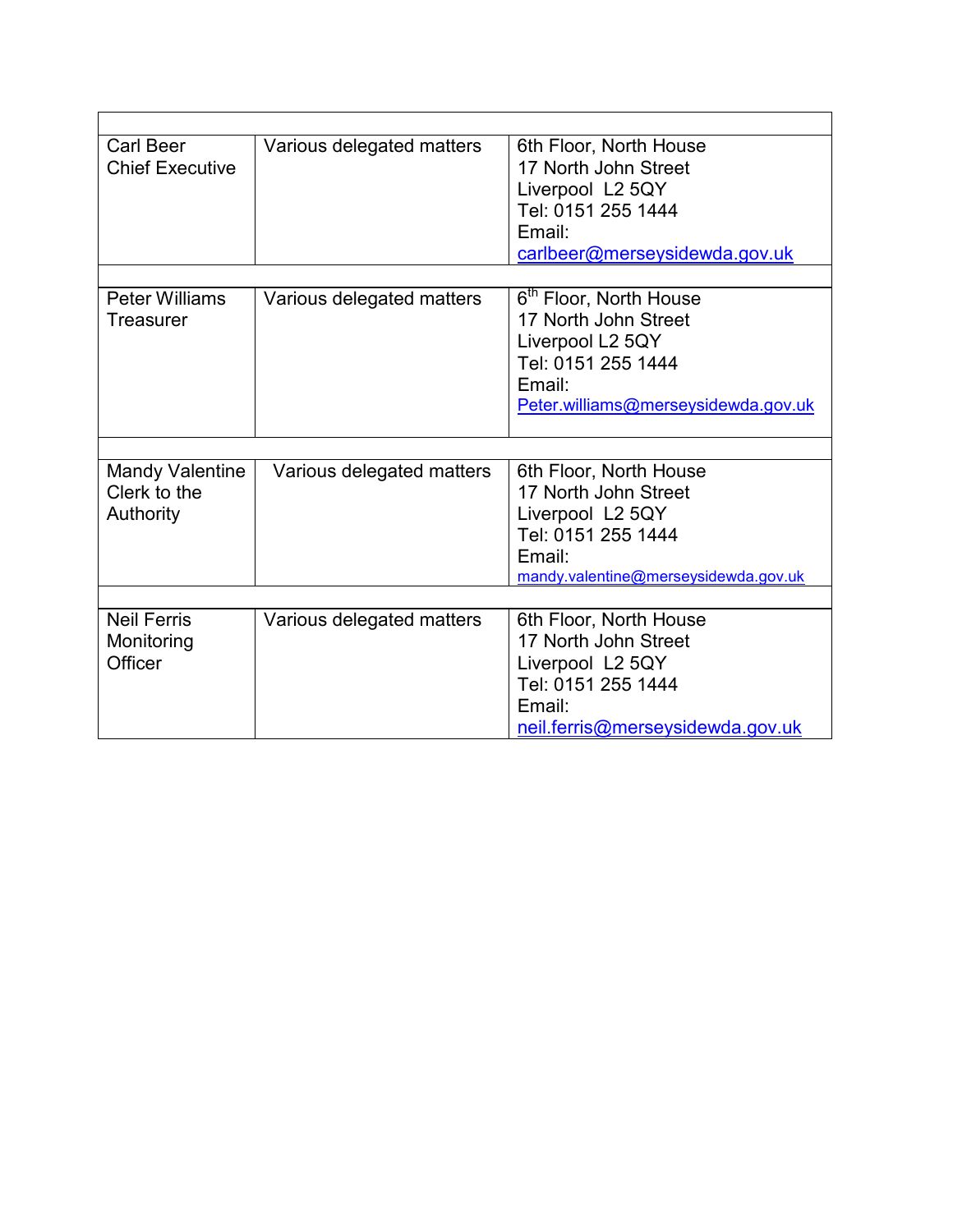| | | |
|---|---|---|
| Carl Beer<br>Chief Executive | Various delegated matters | 6th Floor, North House<br>17 North John Street<br>Liverpool  L2 5QY<br>Tel: 0151 255 1444<br>Email:<br>carlbeer@merseysidewda.gov.uk |
| | | |
| Peter Williams<br>Treasurer | Various delegated matters | 6th Floor, North House<br>17 North John Street<br>Liverpool L2 5QY<br>Tel: 0151 255 1444<br>Email:<br>Peter.williams@merseysidewda.gov.uk |
| | | |
| Mandy Valentine<br>Clerk to the Authority | Various delegated matters | 6th Floor, North House<br>17 North John Street<br>Liverpool  L2 5QY<br>Tel: 0151 255 1444<br>Email:<br>mandy.valentine@merseysidewda.gov.uk |
| | | |
| Neil Ferris<br>Monitoring Officer | Various delegated matters | 6th Floor, North House<br>17 North John Street<br>Liverpool  L2 5QY<br>Tel: 0151 255 1444<br>Email:<br>neil.ferris@merseysidewda.gov.uk |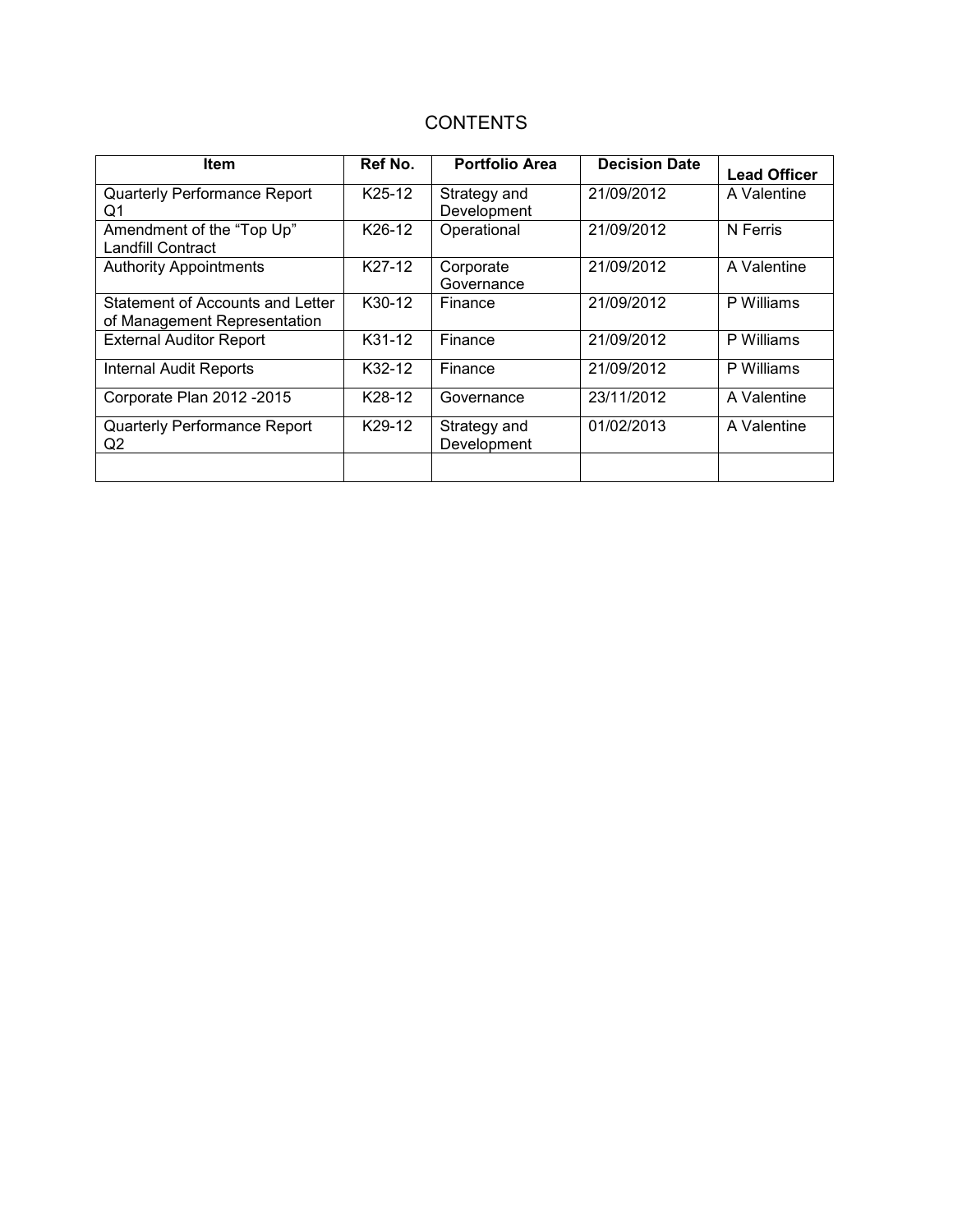# CONTENTS

| Item | Ref No. | Portfolio Area | Decision Date | Lead Officer |
|---|---|---|---|---|
| Quarterly Performance Report Q1 | K25-12 | Strategy and Development | 21/09/2012 | A Valentine |
| Amendment of the “Top Up” Landfill Contract | K26-12 | Operational | 21/09/2012 | N Ferris |
| Authority Appointments | K27-12 | Corporate Governance | 21/09/2012 | A Valentine |
| Statement of Accounts and Letter of Management Representation | K30-12 | Finance | 21/09/2012 | P Williams |
| External Auditor Report | K31-12 | Finance | 21/09/2012 | P Williams |
| Internal Audit Reports | K32-12 | Finance | 21/09/2012 | P Williams |
| Corporate Plan 2012 -2015 | K28-12 | Governance | 23/11/2012 | A Valentine |
| Quarterly Performance Report Q2 | K29-12 | Strategy and Development | 01/02/2013 | A Valentine |
| | | | | |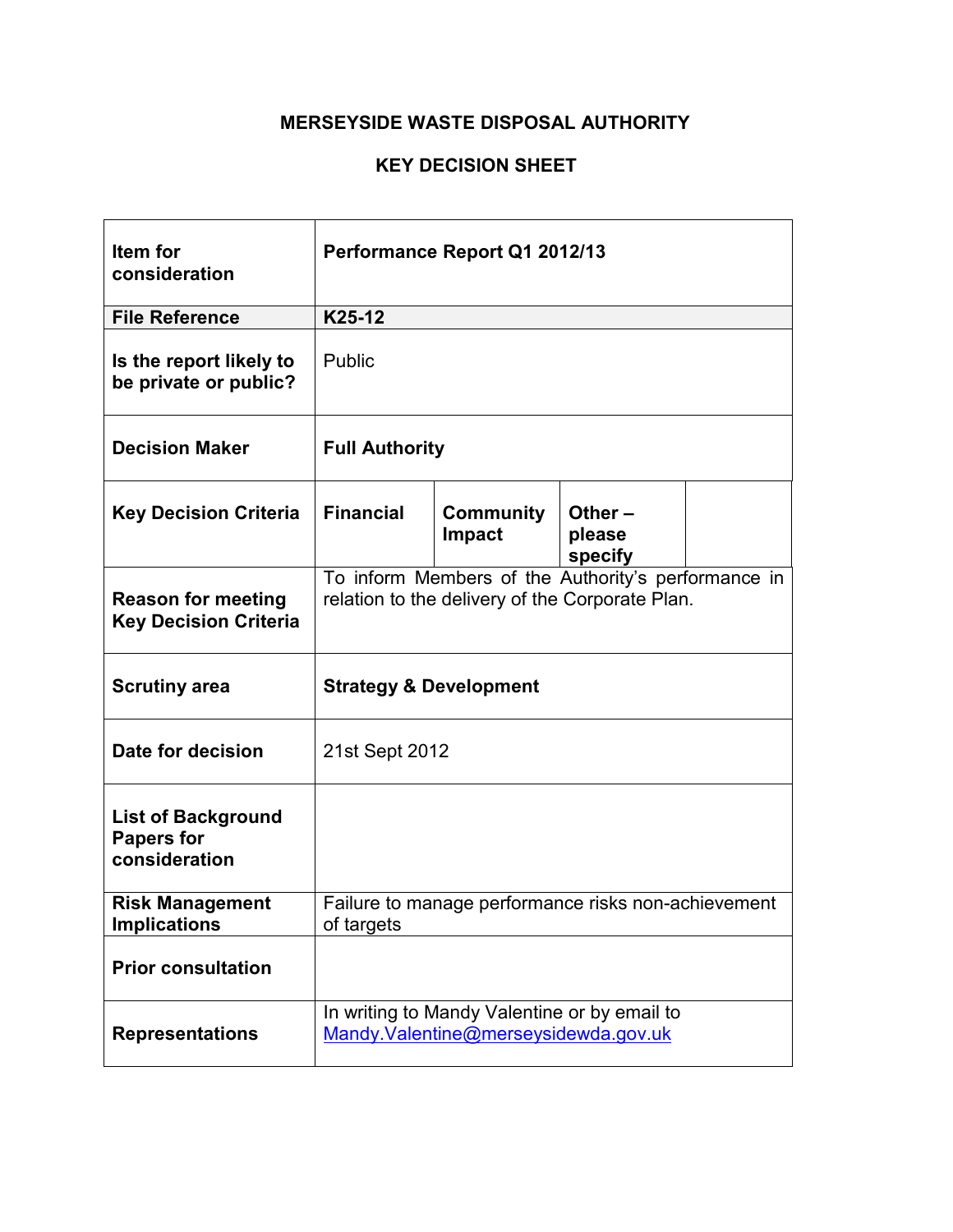# MERSEYSIDE WASTE DISPOSAL AUTHORITY

## KEY DECISION SHEET

| | | | | |
|---|---|---|---|---|
| **Item for consideration** | **Performance Report Q1 2012/13** | | | |
| **File Reference** | **K25-12** | | | |
| **Is the report likely to be private or public?** | Public | | | |
| **Decision Maker** | **Full Authority** | | | |
| **Key Decision Criteria** | **Financial** | **Community Impact** | **Other – please specify** | |
| **Reason for meeting Key Decision Criteria** | To inform Members of the Authority's performance in relation to the delivery of the Corporate Plan. | | | |
| **Scrutiny area** | **Strategy & Development** | | | |
| **Date for decision** | 21st Sept 2012 | | | |
| **List of Background Papers for consideration** | | | | |
| **Risk Management Implications** | Failure to manage performance risks non-achievement of targets | | | |
| **Prior consultation** | | | | |
| **Representations** | In writing to Mandy Valentine or by email to Mandy.Valentine@merseysidewda.gov.uk | | | |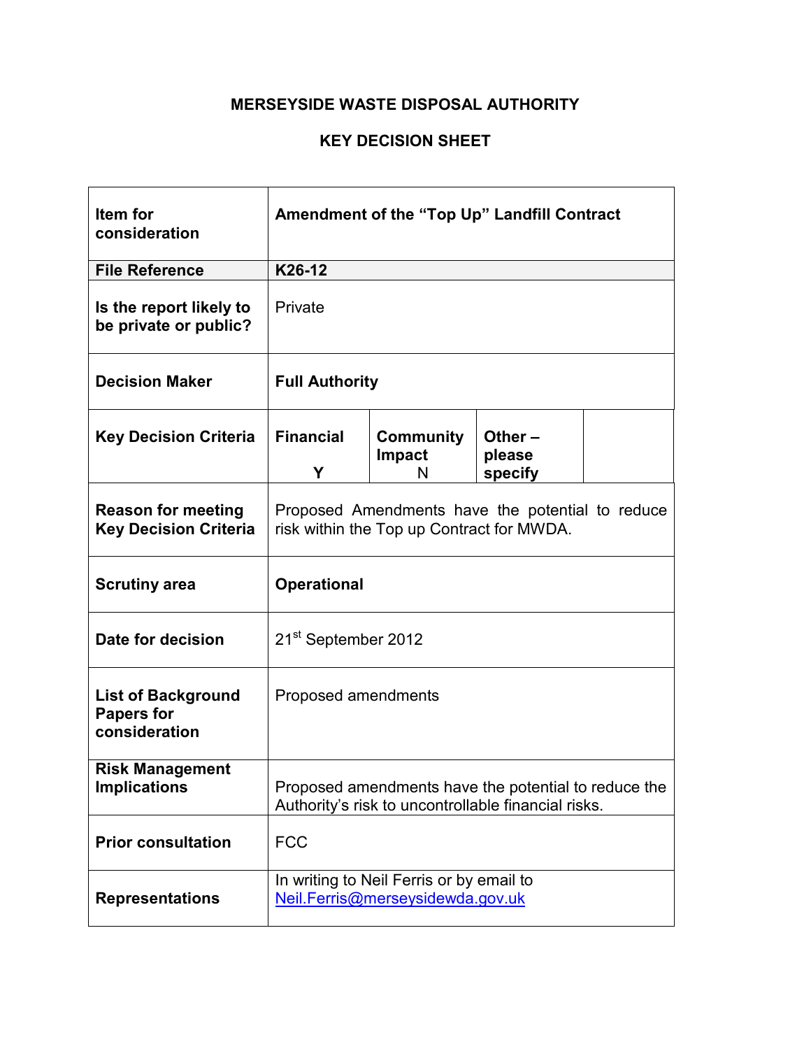# MERSEYSIDE WASTE DISPOSAL AUTHORITY

## KEY DECISION SHEET

| | | | | |
|---|---|---|---|---|
| **Item for consideration** | **Amendment of the "Top Up" Landfill Contract** | | | |
| **File Reference** | **K26-12** | | | |
| **Is the report likely to be private or public?** | Private | | | |
| **Decision Maker** | **Full Authority** | | | |
| **Key Decision Criteria** | **Financial** Y | **Community Impact** N | **Other – please specify** | |
| **Reason for meeting Key Decision Criteria** | Proposed Amendments have the potential to reduce risk within the Top up Contract for MWDA. | | | |
| **Scrutiny area** | **Operational** | | | |
| **Date for decision** | 21st September 2012 | | | |
| **List of Background Papers for consideration** | Proposed amendments | | | |
| **Risk Management Implications** | Proposed amendments have the potential to reduce the Authority's risk to uncontrollable financial risks. | | | |
| **Prior consultation** | FCC | | | |
| **Representations** | In writing to Neil Ferris or by email to Neil.Ferris@merseysidewda.gov.uk | | | |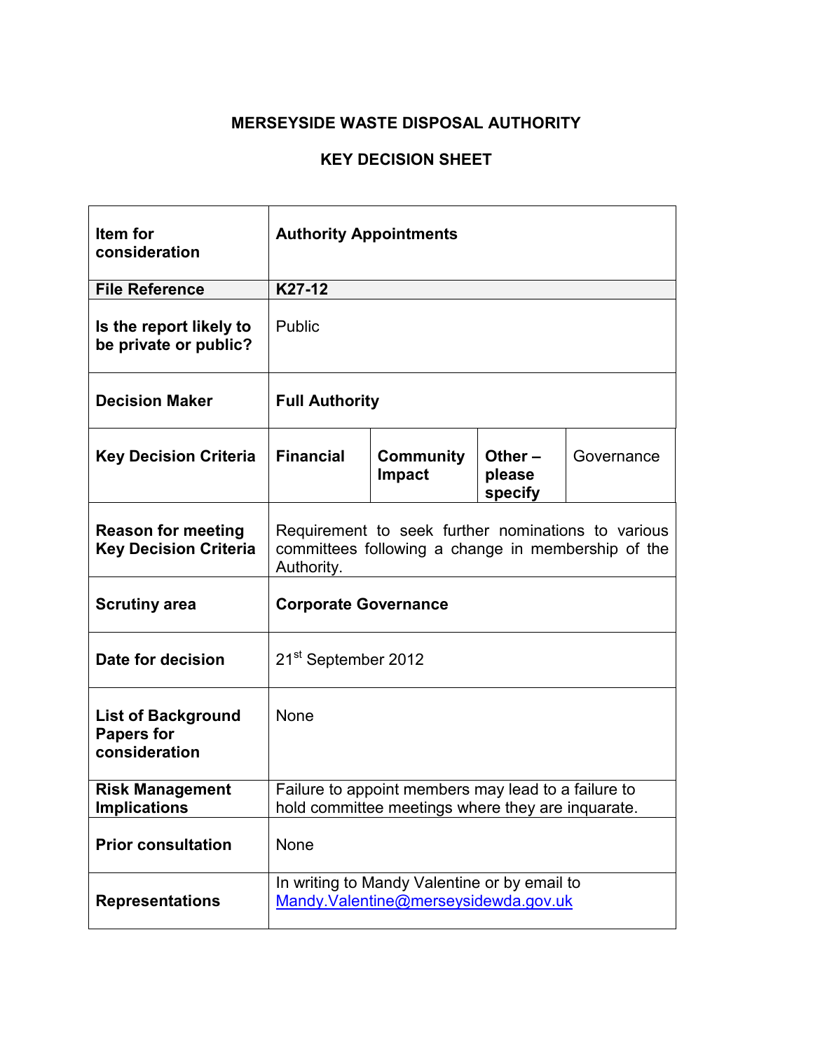# MERSEYSIDE WASTE DISPOSAL AUTHORITY

## KEY DECISION SHEET

| | | | | |
|---|---|---|---|---|
| **Item for consideration** | **Authority Appointments** | | | |
| **File Reference** | **K27-12** | | | |
| **Is the report likely to be private or public?** | Public | | | |
| **Decision Maker** | **Full Authority** | | | |
| **Key Decision Criteria** | **Financial** | **Community Impact** | **Other – please specify** | Governance |
| **Reason for meeting Key Decision Criteria** | Requirement to seek further nominations to various committees following a change in membership of the Authority. | | | |
| **Scrutiny area** | **Corporate Governance** | | | |
| **Date for decision** | 21st September 2012 | | | |
| **List of Background Papers for consideration** | None | | | |
| **Risk Management Implications** | Failure to appoint members may lead to a failure to hold committee meetings where they are inquarate. | | | |
| **Prior consultation** | None | | | |
| **Representations** | In writing to Mandy Valentine or by email to Mandy.Valentine@merseysidewda.gov.uk | | | |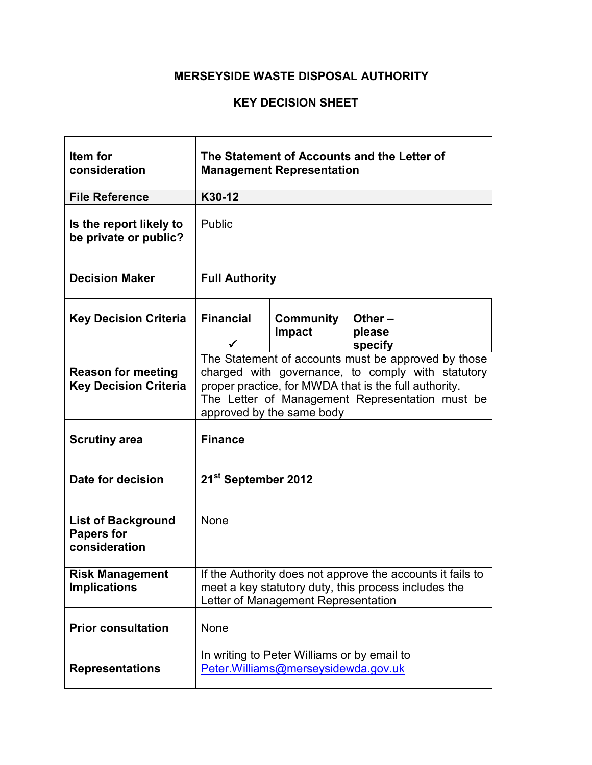# MERSEYSIDE WASTE DISPOSAL AUTHORITY

## KEY DECISION SHEET

| | | | | |
|---|---|---|---|---|
| **Item for consideration** | **The Statement of Accounts and the Letter of Management Representation** | | | |
| **File Reference** | **K30-12** | | | |
| **Is the report likely to be private or public?** | Public | | | |
| **Decision Maker** | **Full Authority** | | | |
| **Key Decision Criteria** | **Financial** ✓ | **Community Impact** | **Other – please specify** | |
| **Reason for meeting Key Decision Criteria** | The Statement of accounts must be approved by those charged with governance, to comply with statutory proper practice, for MWDA that is the full authority. The Letter of Management Representation must be approved by the same body | | | |
| **Scrutiny area** | **Finance** | | | |
| **Date for decision** | **21st September 2012** | | | |
| **List of Background Papers for consideration** | None | | | |
| **Risk Management Implications** | If the Authority does not approve the accounts it fails to meet a key statutory duty, this process includes the Letter of Management Representation | | | |
| **Prior consultation** | None | | | |
| **Representations** | In writing to Peter Williams or by email to Peter.Williams@merseysidewda.gov.uk | | | |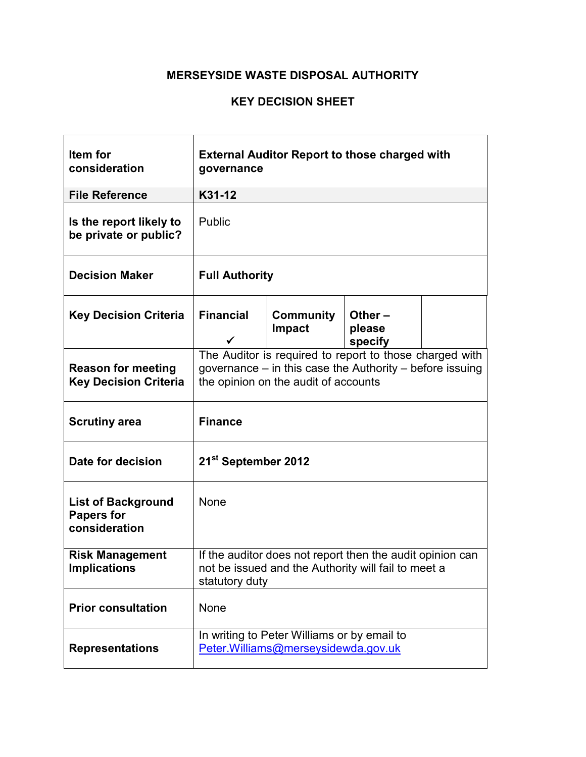**MERSEYSIDE WASTE DISPOSAL AUTHORITY**

**KEY DECISION SHEET**

| | | | | |
|---|---|---|---|---|
| **Item for consideration** | **External Auditor Report to those charged with governance** | | | |
| **File Reference** | **K31-12** | | | |
| **Is the report likely to be private or public?** | Public | | | |
| **Decision Maker** | **Full Authority** | | | |
| **Key Decision Criteria** | **Financial** ✓ | **Community Impact** | **Other – please specify** | |
| **Reason for meeting Key Decision Criteria** | The Auditor is required to report to those charged with governance – in this case the Authority – before issuing the opinion on the audit of accounts | | | |
| **Scrutiny area** | **Finance** | | | |
| **Date for decision** | **21st September 2012** | | | |
| **List of Background Papers for consideration** | None | | | |
| **Risk Management Implications** | If the auditor does not report then the audit opinion can not be issued and the Authority will fail to meet a statutory duty | | | |
| **Prior consultation** | None | | | |
| **Representations** | In writing to Peter Williams or by email to Peter.Williams@merseysidewda.gov.uk | | | |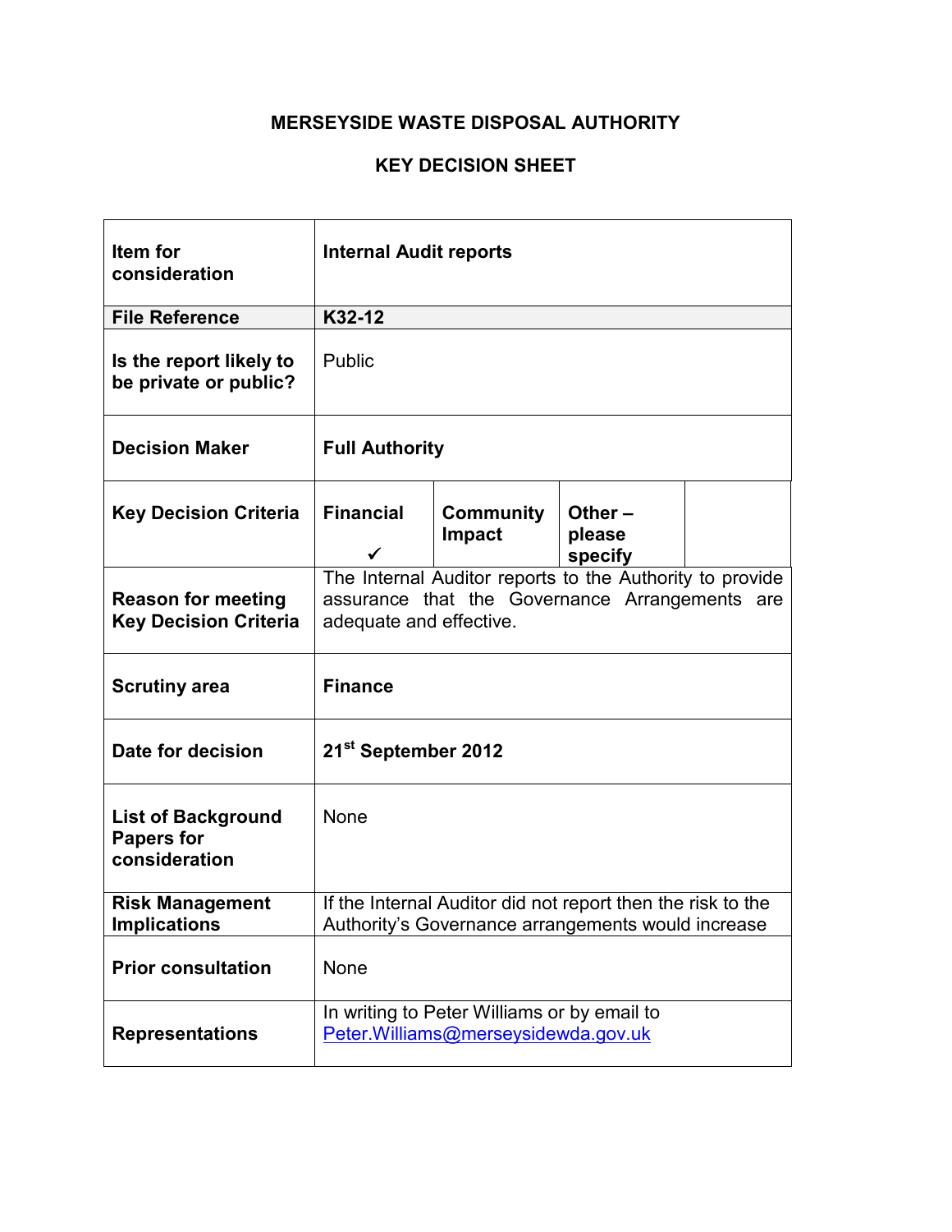# MERSEYSIDE WASTE DISPOSAL AUTHORITY

## KEY DECISION SHEET

| | | | | |
|---|---|---|---|---|
| **Item for consideration** | **Internal Audit reports** | | | |
| **File Reference** | **K32-12** | | | |
| **Is the report likely to be private or public?** | Public | | | |
| **Decision Maker** | **Full Authority** | | | |
| **Key Decision Criteria** | **Financial** ✓ | **Community Impact** | **Other – please specify** | |
| **Reason for meeting Key Decision Criteria** | The Internal Auditor reports to the Authority to provide assurance that the Governance Arrangements are adequate and effective. | | | |
| **Scrutiny area** | **Finance** | | | |
| **Date for decision** | **21st September 2012** | | | |
| **List of Background Papers for consideration** | None | | | |
| **Risk Management Implications** | If the Internal Auditor did not report then the risk to the Authority's Governance arrangements would increase | | | |
| **Prior consultation** | None | | | |
| **Representations** | In writing to Peter Williams or by email to Peter.Williams@merseysidewda.gov.uk | | | |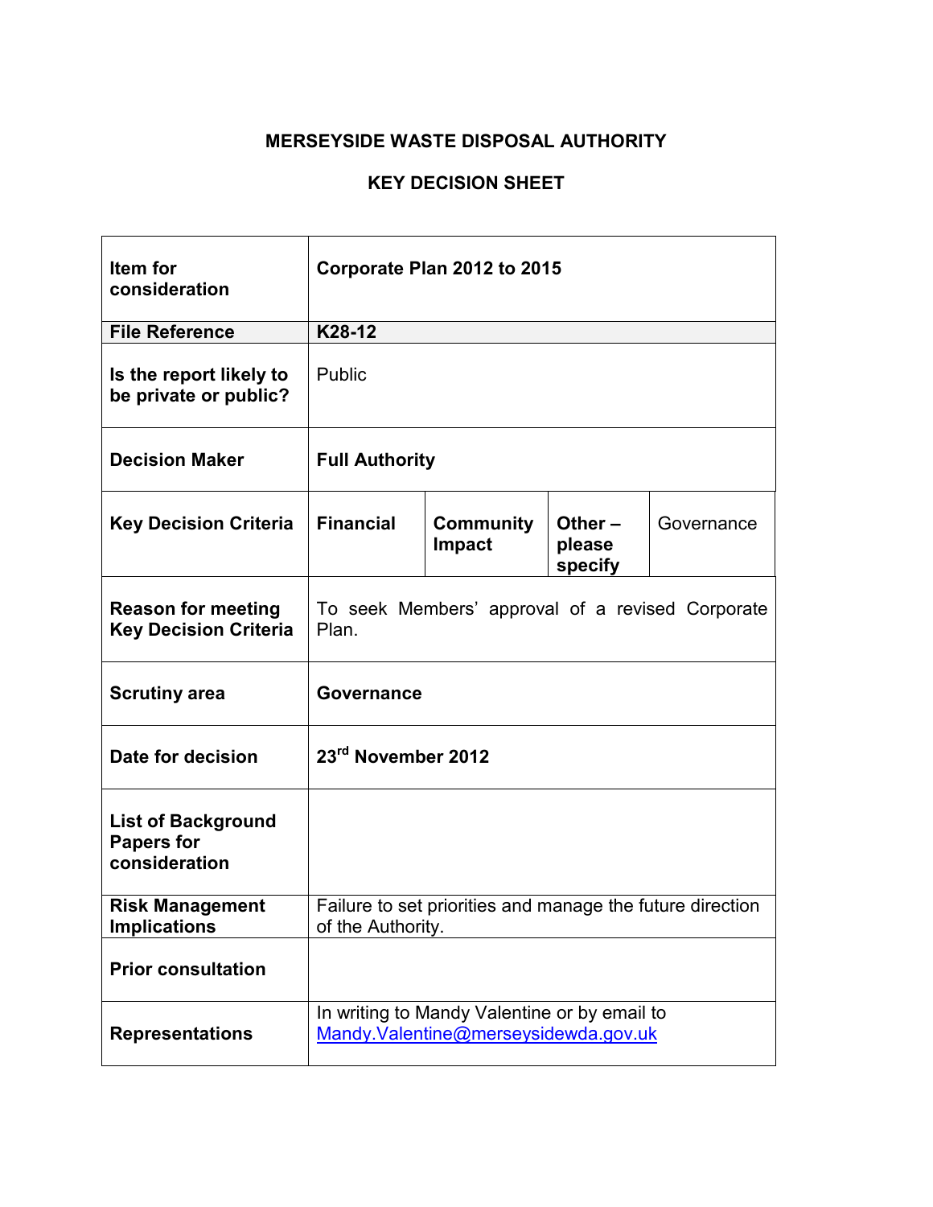# MERSEYSIDE WASTE DISPOSAL AUTHORITY

## KEY DECISION SHEET

| | | | | |
|---|---|---|---|---|
| **Item for consideration** | **Corporate Plan 2012 to 2015** | | | |
| **File Reference** | **K28-12** | | | |
| **Is the report likely to be private or public?** | Public | | | |
| **Decision Maker** | **Full Authority** | | | |
| **Key Decision Criteria** | **Financial** | **Community Impact** | **Other – please specify** | Governance |
| **Reason for meeting Key Decision Criteria** | To seek Members' approval of a revised Corporate Plan. | | | |
| **Scrutiny area** | **Governance** | | | |
| **Date for decision** | **23rd November 2012** | | | |
| **List of Background Papers for consideration** | | | | |
| **Risk Management Implications** | Failure to set priorities and manage the future direction of the Authority. | | | |
| **Prior consultation** | | | | |
| **Representations** | In writing to Mandy Valentine or by email to Mandy.Valentine@merseysidewda.gov.uk | | | |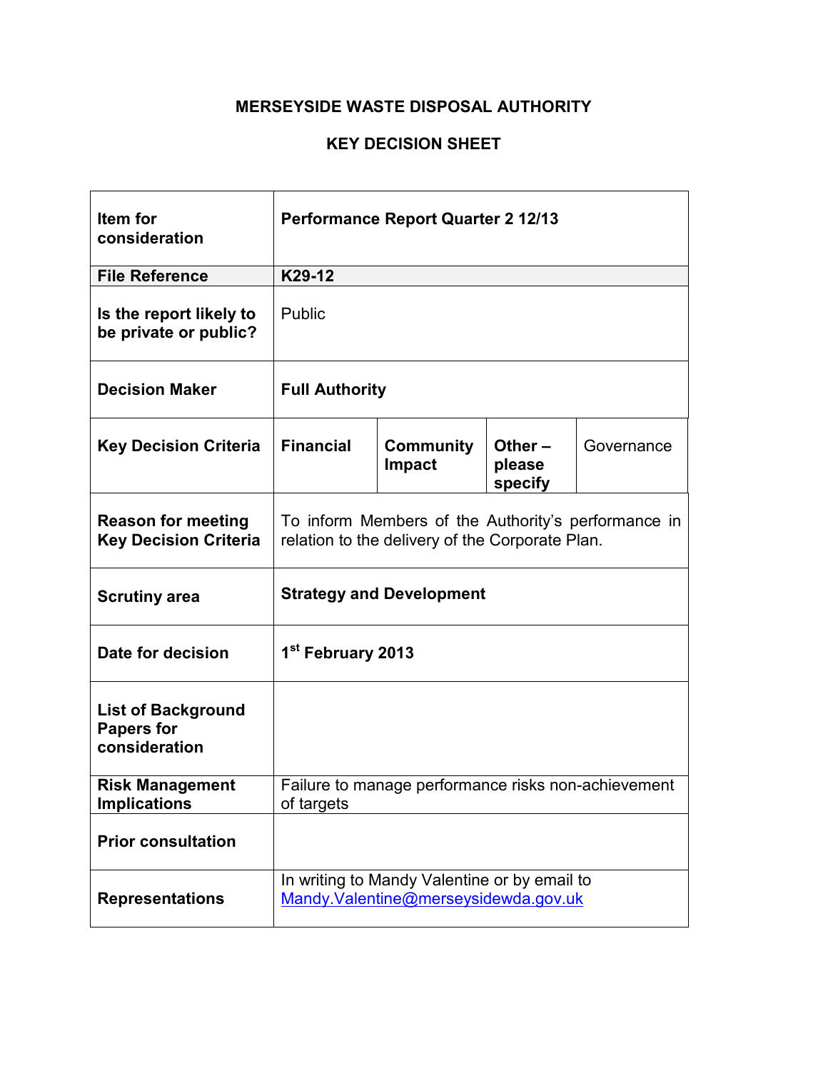# MERSEYSIDE WASTE DISPOSAL AUTHORITY

## KEY DECISION SHEET

| | | | | |
|---|---|---|---|---|
| **Item for consideration** | **Performance Report Quarter 2 12/13** | | | |
| **File Reference** | **K29-12** | | | |
| **Is the report likely to be private or public?** | Public | | | |
| **Decision Maker** | **Full Authority** | | | |
| **Key Decision Criteria** | **Financial** | **Community Impact** | **Other – please specify** | Governance |
| **Reason for meeting Key Decision Criteria** | To inform Members of the Authority's performance in relation to the delivery of the Corporate Plan. | | | |
| **Scrutiny area** | **Strategy and Development** | | | |
| **Date for decision** | **1st February 2013** | | | |
| **List of Background Papers for consideration** | | | | |
| **Risk Management Implications** | Failure to manage performance risks non-achievement of targets | | | |
| **Prior consultation** | | | | |
| **Representations** | In writing to Mandy Valentine or by email to Mandy.Valentine@merseysidewda.gov.uk | | | |